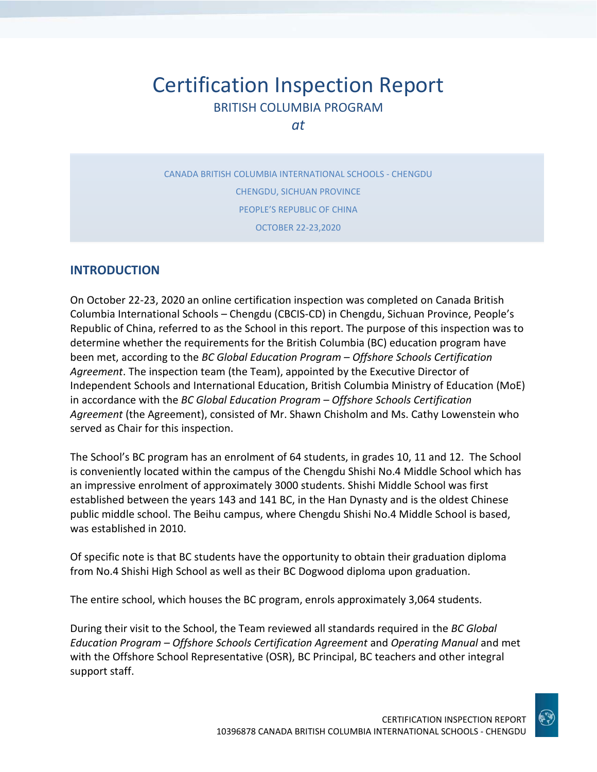# Certification Inspection Report

BRITISH COLUMBIA PROGRAM

*at*

CANADA BRITISH COLUMBIA INTERNATIONAL SCHOOLS - CHENGDU

CHENGDU, SICHUAN PROVINCE

PEOPLE'S REPUBLIC OF CHINA

OCTOBER 22-23,2020

## INTRODUCTION

On October 22-23, 2020 an online certification inspection was completed on Canada British Columbia International Schools – Chengdu (CBCIS-CD) in Chengdu, Sichuan Province, People's Republic of China, referred to as the School in this report. The purpose of this inspection was to determine whether the requirements for the British Columbia (BC) education program have been met, according to the *BC Global Education Program – Offshore Schools Certification Agreement*. The inspection team (the Team), appointed by the Executive Director of Independent Schools and International Education, British Columbia Ministry of Education (MoE) in accordance with the *BC Global Education Program – Offshore Schools Certification Agreement* (the Agreement), consisted of Mr. Shawn Chisholm and Ms. Cathy Lowenstein who served as Chair for this inspection.

The School's BC program has an enrolment of 64 students, in grades 10, 11 and 12. The School is conveniently located within the campus of the Chengdu Shishi No.4 Middle School which has an impressive enrolment of approximately 3000 students. Shishi Middle School was first established between the years 143 and 141 BC, in the Han Dynasty and is the oldest Chinese public middle school. The Beihu campus, where Chengdu Shishi No.4 Middle School is based, was established in 2010.

Of specific note is that BC students have the opportunity to obtain their graduation diploma from No.4 Shishi High School as well as their BC Dogwood diploma upon graduation.

The entire school, which houses the BC program, enrols approximately 3,064 students.

During their visit to the School, the Team reviewed all standards required in the *BC Global Education Program – Offshore Schools Certification Agreement* and *Operating Manual* and met with the Offshore School Representative (OSR), BC Principal, BC teachers and other integral support staff.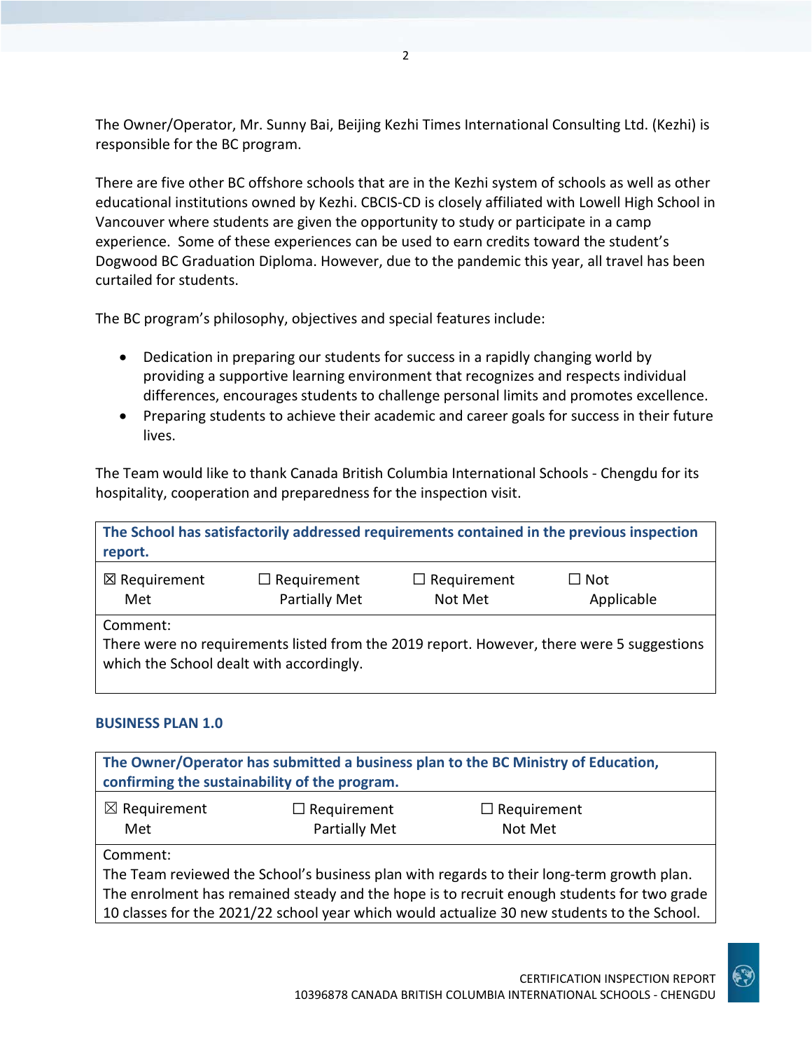The Owner/Operator, Mr. Sunny Bai, Beijing Kezhi Times International Consulting Ltd. (Kezhi) is responsible for the BC program.

There are five other BC offshore schools that are in the Kezhi system of schools as well as other educational institutions owned by Kezhi. CBCIS-CD is closely affiliated with Lowell High School in Vancouver where students are given the opportunity to study or participate in a camp experience. Some of these experiences can be used to earn credits toward the student's Dogwood BC Graduation Diploma. However, due to the pandemic this year, all travel has been curtailed for students.

The BC program's philosophy, objectives and special features include:

- Dedication in preparing our students for success in a rapidly changing world by providing a supportive learning environment that recognizes and respects individual differences, encourages students to challenge personal limits and promotes excellence.
- Preparing students to achieve their academic and career goals for success in their future lives.

The Team would like to thank Canada British Columbia International Schools - Chengdu for its hospitality, cooperation and preparedness for the inspection visit.

| **The School has satisfactorily addressed requirements contained in the previous inspection report.** | | | |
|---|---|---|---|
| ☒ Requirement Met | ☐ Requirement Partially Met | ☐ Requirement Not Met | ☐ Not Applicable |
| Comment: There were no requirements listed from the 2019 report. However, there were 5 suggestions which the School dealt with accordingly. | | | |

## BUSINESS PLAN 1.0

| **The Owner/Operator has submitted a business plan to the BC Ministry of Education, confirming the sustainability of the program.** | | |
|---|---|---|
| ☒ Requirement Met | ☐ Requirement Partially Met | ☐ Requirement Not Met |
| Comment: The Team reviewed the School's business plan with regards to their long-term growth plan. The enrolment has remained steady and the hope is to recruit enough students for two grade 10 classes for the 2021/22 school year which would actualize 30 new students to the School. | | |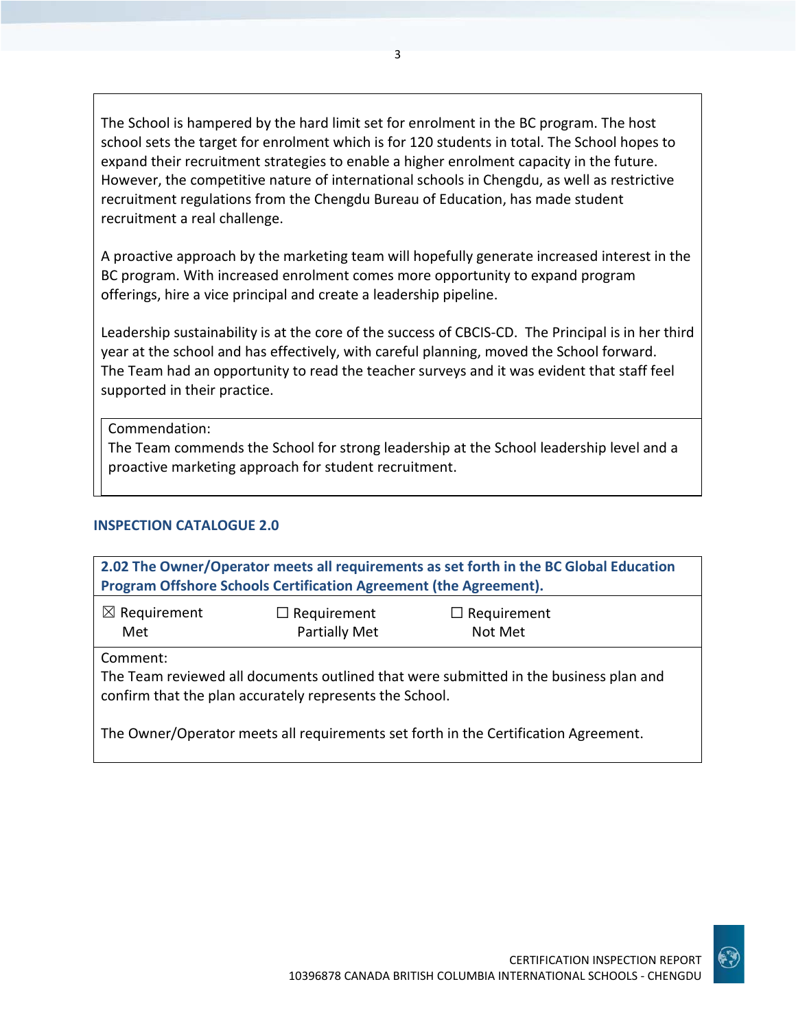The School is hampered by the hard limit set for enrolment in the BC program. The host school sets the target for enrolment which is for 120 students in total. The School hopes to expand their recruitment strategies to enable a higher enrolment capacity in the future. However, the competitive nature of international schools in Chengdu, as well as restrictive recruitment regulations from the Chengdu Bureau of Education, has made student recruitment a real challenge.

A proactive approach by the marketing team will hopefully generate increased interest in the BC program. With increased enrolment comes more opportunity to expand program offerings, hire a vice principal and create a leadership pipeline.

Leadership sustainability is at the core of the success of CBCIS-CD. The Principal is in her third year at the school and has effectively, with careful planning, moved the School forward. The Team had an opportunity to read the teacher surveys and it was evident that staff feel supported in their practice.

Commendation:
The Team commends the School for strong leadership at the School leadership level and a proactive marketing approach for student recruitment.

## INSPECTION CATALOGUE 2.0

**2.02 The Owner/Operator meets all requirements as set forth in the BC Global Education Program Offshore Schools Certification Agreement (the Agreement).**

| ☒ Requirement Met | ☐ Requirement Partially Met | ☐ Requirement Not Met |
|---|---|---|

Comment:
The Team reviewed all documents outlined that were submitted in the business plan and confirm that the plan accurately represents the School.

The Owner/Operator meets all requirements set forth in the Certification Agreement.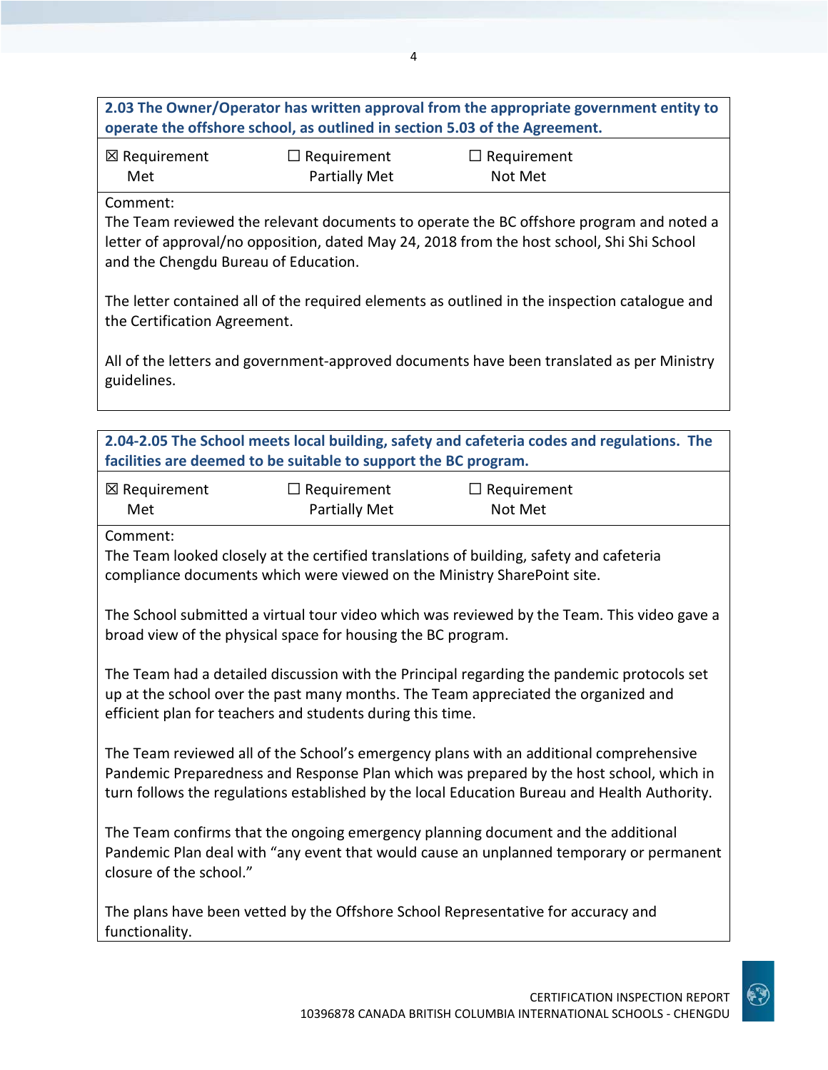**2.03 The Owner/Operator has written approval from the appropriate government entity to operate the offshore school, as outlined in section 5.03 of the Agreement.**

| ☒ Requirement Met | ☐ Requirement Partially Met | ☐ Requirement Not Met |
|---|---|---|

Comment:

The Team reviewed the relevant documents to operate the BC offshore program and noted a letter of approval/no opposition, dated May 24, 2018 from the host school, Shi Shi School and the Chengdu Bureau of Education.

The letter contained all of the required elements as outlined in the inspection catalogue and the Certification Agreement.

All of the letters and government-approved documents have been translated as per Ministry guidelines.

**2.04-2.05 The School meets local building, safety and cafeteria codes and regulations. The facilities are deemed to be suitable to support the BC program.**

| ☒ Requirement Met | ☐ Requirement Partially Met | ☐ Requirement Not Met |
|---|---|---|

Comment:

The Team looked closely at the certified translations of building, safety and cafeteria compliance documents which were viewed on the Ministry SharePoint site.

The School submitted a virtual tour video which was reviewed by the Team. This video gave a broad view of the physical space for housing the BC program.

The Team had a detailed discussion with the Principal regarding the pandemic protocols set up at the school over the past many months. The Team appreciated the organized and efficient plan for teachers and students during this time.

The Team reviewed all of the School's emergency plans with an additional comprehensive Pandemic Preparedness and Response Plan which was prepared by the host school, which in turn follows the regulations established by the local Education Bureau and Health Authority.

The Team confirms that the ongoing emergency planning document and the additional Pandemic Plan deal with "any event that would cause an unplanned temporary or permanent closure of the school."

The plans have been vetted by the Offshore School Representative for accuracy and functionality.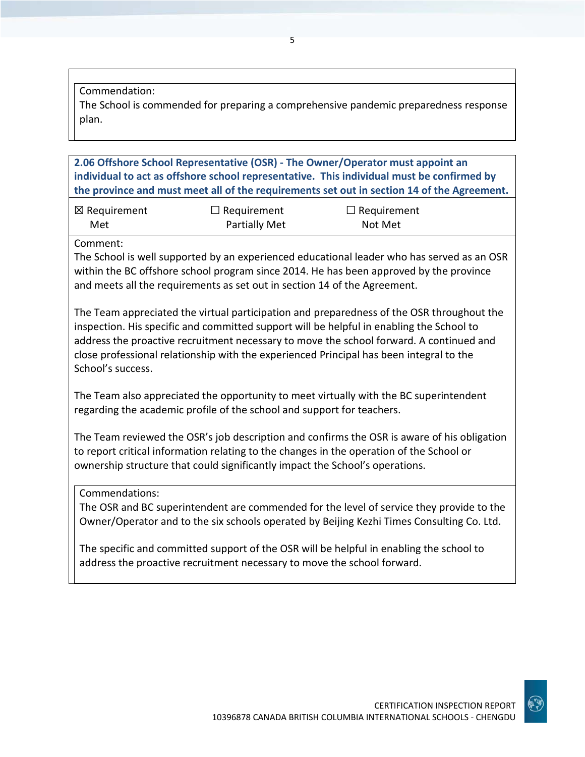Commendation:
The School is commended for preparing a comprehensive pandemic preparedness response plan.

**2.06 Offshore School Representative (OSR) - The Owner/Operator must appoint an individual to act as offshore school representative. This individual must be confirmed by the province and must meet all of the requirements set out in section 14 of the Agreement.**

| ☒ Requirement Met | ☐ Requirement Partially Met | ☐ Requirement Not Met |
|---|---|---|

Comment:
The School is well supported by an experienced educational leader who has served as an OSR within the BC offshore school program since 2014. He has been approved by the province and meets all the requirements as set out in section 14 of the Agreement.

The Team appreciated the virtual participation and preparedness of the OSR throughout the inspection. His specific and committed support will be helpful in enabling the School to address the proactive recruitment necessary to move the school forward. A continued and close professional relationship with the experienced Principal has been integral to the School's success.

The Team also appreciated the opportunity to meet virtually with the BC superintendent regarding the academic profile of the school and support for teachers.

The Team reviewed the OSR's job description and confirms the OSR is aware of his obligation to report critical information relating to the changes in the operation of the School or ownership structure that could significantly impact the School's operations.

Commendations:
The OSR and BC superintendent are commended for the level of service they provide to the Owner/Operator and to the six schools operated by Beijing Kezhi Times Consulting Co. Ltd.

The specific and committed support of the OSR will be helpful in enabling the school to address the proactive recruitment necessary to move the school forward.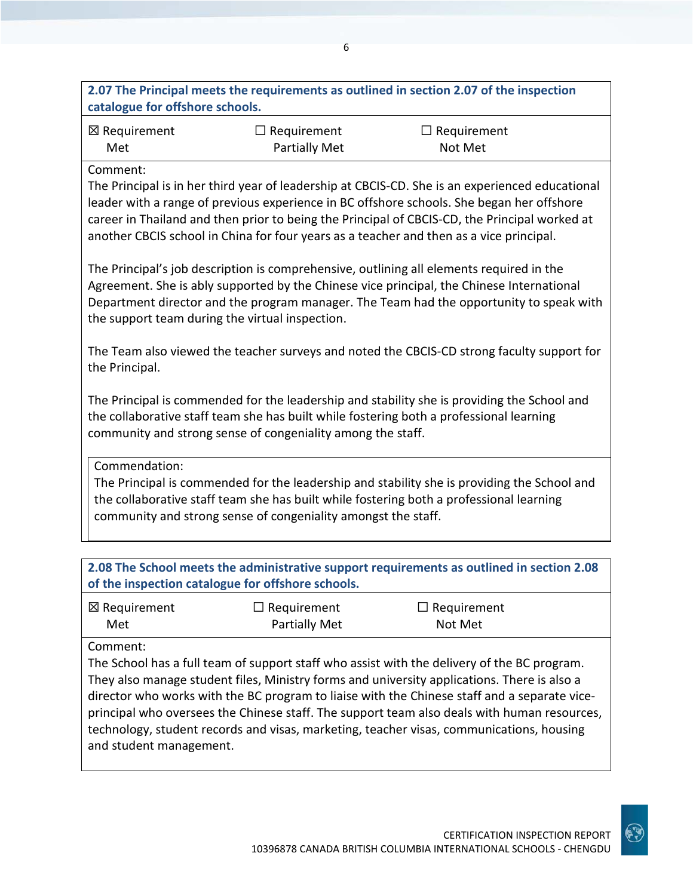**2.07 The Principal meets the requirements as outlined in section 2.07 of the inspection catalogue for offshore schools.**

| ☒ Requirement Met | ☐ Requirement Partially Met | ☐ Requirement Not Met |
|---|---|---|

Comment:
The Principal is in her third year of leadership at CBCIS-CD. She is an experienced educational leader with a range of previous experience in BC offshore schools. She began her offshore career in Thailand and then prior to being the Principal of CBCIS-CD, the Principal worked at another CBCIS school in China for four years as a teacher and then as a vice principal.

The Principal's job description is comprehensive, outlining all elements required in the Agreement. She is ably supported by the Chinese vice principal, the Chinese International Department director and the program manager. The Team had the opportunity to speak with the support team during the virtual inspection.

The Team also viewed the teacher surveys and noted the CBCIS-CD strong faculty support for the Principal.

The Principal is commended for the leadership and stability she is providing the School and the collaborative staff team she has built while fostering both a professional learning community and strong sense of congeniality among the staff.

Commendation:
The Principal is commended for the leadership and stability she is providing the School and the collaborative staff team she has built while fostering both a professional learning community and strong sense of congeniality amongst the staff.

**2.08 The School meets the administrative support requirements as outlined in section 2.08 of the inspection catalogue for offshore schools.**

| ☒ Requirement Met | ☐ Requirement Partially Met | ☐ Requirement Not Met |
|---|---|---|

Comment:
The School has a full team of support staff who assist with the delivery of the BC program. They also manage student files, Ministry forms and university applications. There is also a director who works with the BC program to liaise with the Chinese staff and a separate vice-principal who oversees the Chinese staff. The support team also deals with human resources, technology, student records and visas, marketing, teacher visas, communications, housing and student management.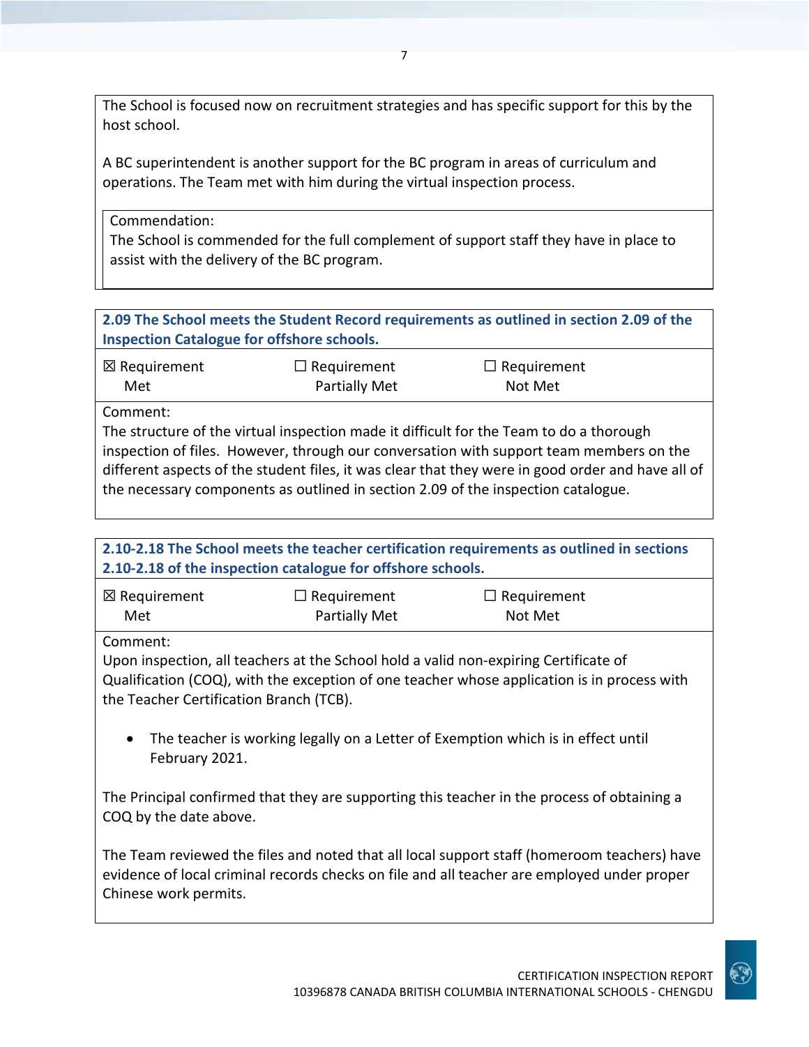The School is focused now on recruitment strategies and has specific support for this by the host school.

A BC superintendent is another support for the BC program in areas of curriculum and operations. The Team met with him during the virtual inspection process.

Commendation:
The School is commended for the full complement of support staff they have in place to assist with the delivery of the BC program.

**2.09 The School meets the Student Record requirements as outlined in section 2.09 of the Inspection Catalogue for offshore schools.**

| ☒ Requirement Met | ☐ Requirement Partially Met | ☐ Requirement Not Met |
|---|---|---|

Comment:
The structure of the virtual inspection made it difficult for the Team to do a thorough inspection of files. However, through our conversation with support team members on the different aspects of the student files, it was clear that they were in good order and have all of the necessary components as outlined in section 2.09 of the inspection catalogue.

**2.10-2.18 The School meets the teacher certification requirements as outlined in sections 2.10-2.18 of the inspection catalogue for offshore schools.**

| ☒ Requirement Met | ☐ Requirement Partially Met | ☐ Requirement Not Met |
|---|---|---|

Comment:
Upon inspection, all teachers at the School hold a valid non-expiring Certificate of Qualification (COQ), with the exception of one teacher whose application is in process with the Teacher Certification Branch (TCB).

- The teacher is working legally on a Letter of Exemption which is in effect until February 2021.

The Principal confirmed that they are supporting this teacher in the process of obtaining a COQ by the date above.

The Team reviewed the files and noted that all local support staff (homeroom teachers) have evidence of local criminal records checks on file and all teacher are employed under proper Chinese work permits.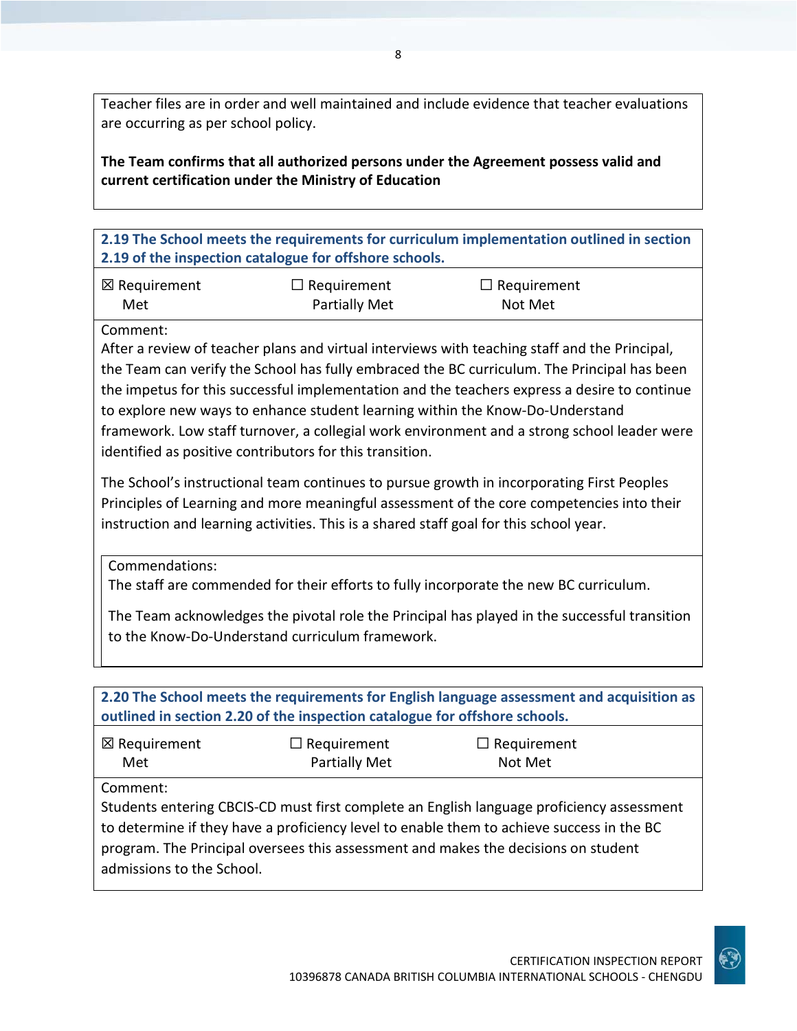Teacher files are in order and well maintained and include evidence that teacher evaluations are occurring as per school policy.

**The Team confirms that all authorized persons under the Agreement possess valid and current certification under the Ministry of Education**

**2.19 The School meets the requirements for curriculum implementation outlined in section 2.19 of the inspection catalogue for offshore schools.**

| ☒ Requirement Met | ☐ Requirement Partially Met | ☐ Requirement Not Met |
|---|---|---|

Comment:
After a review of teacher plans and virtual interviews with teaching staff and the Principal, the Team can verify the School has fully embraced the BC curriculum. The Principal has been the impetus for this successful implementation and the teachers express a desire to continue to explore new ways to enhance student learning within the Know-Do-Understand framework. Low staff turnover, a collegial work environment and a strong school leader were identified as positive contributors for this transition.

The School's instructional team continues to pursue growth in incorporating First Peoples Principles of Learning and more meaningful assessment of the core competencies into their instruction and learning activities. This is a shared staff goal for this school year.

Commendations:
The staff are commended for their efforts to fully incorporate the new BC curriculum.

The Team acknowledges the pivotal role the Principal has played in the successful transition to the Know-Do-Understand curriculum framework.

**2.20 The School meets the requirements for English language assessment and acquisition as outlined in section 2.20 of the inspection catalogue for offshore schools.**

| ☒ Requirement Met | ☐ Requirement Partially Met | ☐ Requirement Not Met |
|---|---|---|

Comment:
Students entering CBCIS-CD must first complete an English language proficiency assessment to determine if they have a proficiency level to enable them to achieve success in the BC program. The Principal oversees this assessment and makes the decisions on student admissions to the School.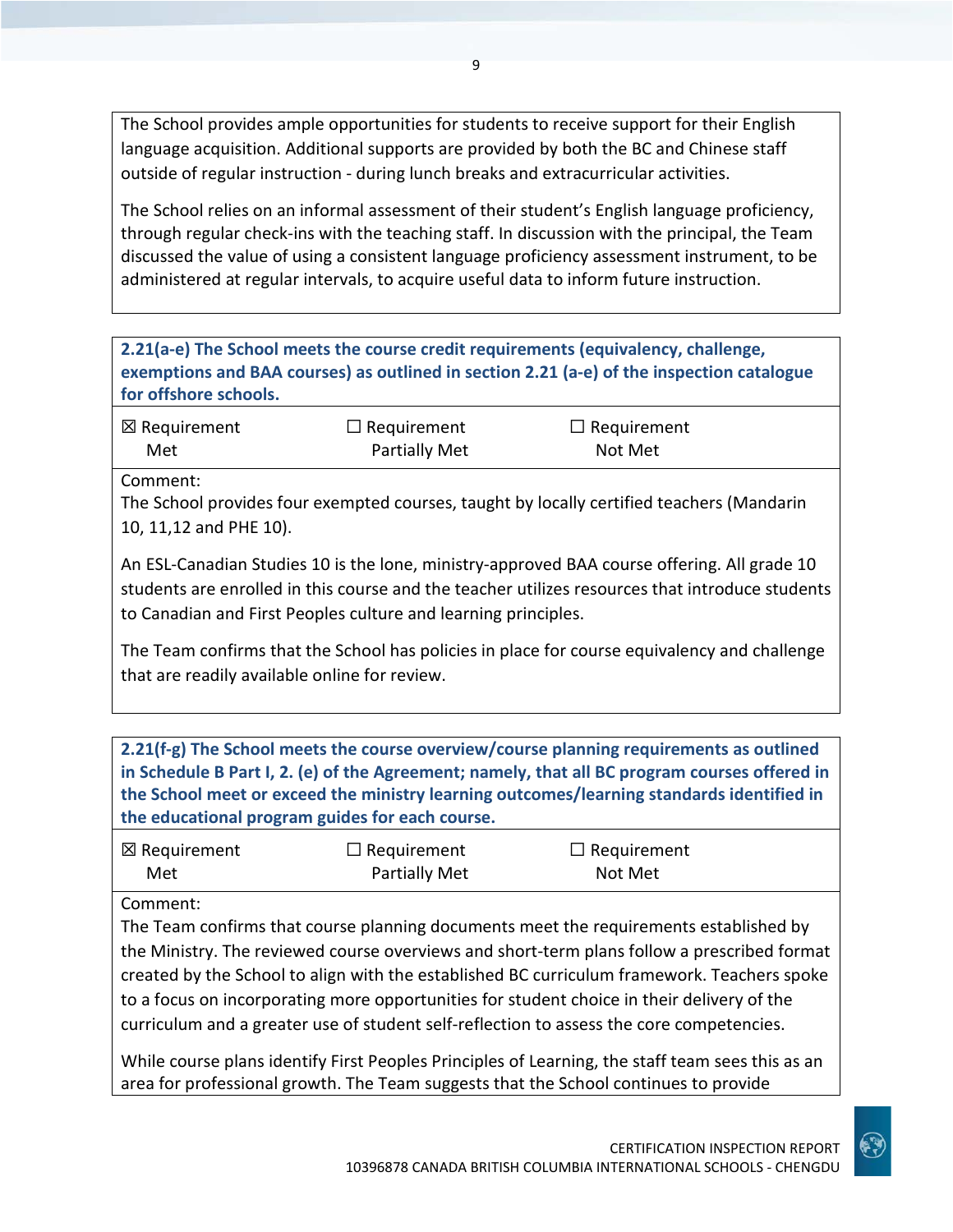The School provides ample opportunities for students to receive support for their English language acquisition. Additional supports are provided by both the BC and Chinese staff outside of regular instruction - during lunch breaks and extracurricular activities.

The School relies on an informal assessment of their student's English language proficiency, through regular check-ins with the teaching staff. In discussion with the principal, the Team discussed the value of using a consistent language proficiency assessment instrument, to be administered at regular intervals, to acquire useful data to inform future instruction.

**2.21(a-e) The School meets the course credit requirements (equivalency, challenge, exemptions and BAA courses) as outlined in section 2.21 (a-e) of the inspection catalogue for offshore schools.**

| ☒ Requirement Met | ☐ Requirement Partially Met | ☐ Requirement Not Met |
|---|---|---|

Comment:
The School provides four exempted courses, taught by locally certified teachers (Mandarin 10, 11,12 and PHE 10).

An ESL-Canadian Studies 10 is the lone, ministry-approved BAA course offering. All grade 10 students are enrolled in this course and the teacher utilizes resources that introduce students to Canadian and First Peoples culture and learning principles.

The Team confirms that the School has policies in place for course equivalency and challenge that are readily available online for review.

**2.21(f-g) The School meets the course overview/course planning requirements as outlined in Schedule B Part I, 2. (e) of the Agreement; namely, that all BC program courses offered in the School meet or exceed the ministry learning outcomes/learning standards identified in the educational program guides for each course.**

| ☒ Requirement Met | ☐ Requirement Partially Met | ☐ Requirement Not Met |
|---|---|---|

Comment:
The Team confirms that course planning documents meet the requirements established by the Ministry. The reviewed course overviews and short-term plans follow a prescribed format created by the School to align with the established BC curriculum framework. Teachers spoke to a focus on incorporating more opportunities for student choice in their delivery of the curriculum and a greater use of student self-reflection to assess the core competencies.

While course plans identify First Peoples Principles of Learning, the staff team sees this as an area for professional growth. The Team suggests that the School continues to provide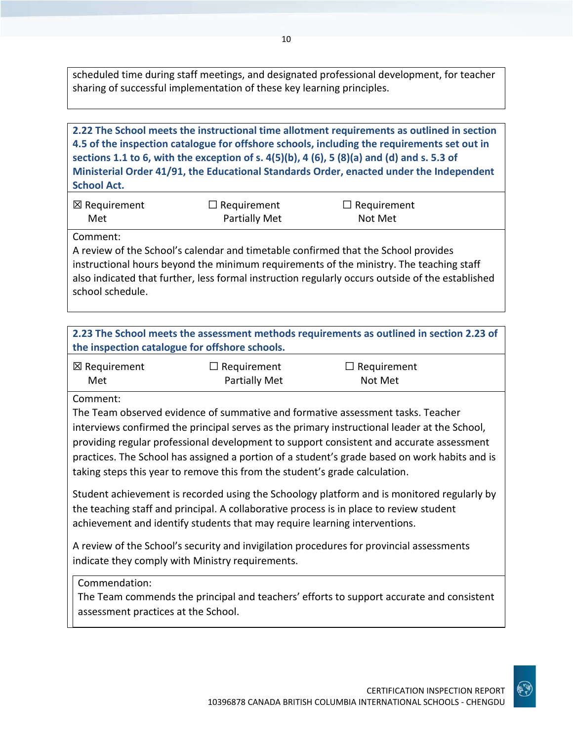scheduled time during staff meetings, and designated professional development, for teacher sharing of successful implementation of these key learning principles.

**2.22 The School meets the instructional time allotment requirements as outlined in section 4.5 of the inspection catalogue for offshore schools, including the requirements set out in sections 1.1 to 6, with the exception of s. 4(5)(b), 4 (6), 5 (8)(a) and (d) and s. 5.3 of Ministerial Order 41/91, the Educational Standards Order, enacted under the Independent School Act.**

| ☒ Requirement Met | ☐ Requirement Partially Met | ☐ Requirement Not Met |
|---|---|---|

Comment:
A review of the School's calendar and timetable confirmed that the School provides instructional hours beyond the minimum requirements of the ministry. The teaching staff also indicated that further, less formal instruction regularly occurs outside of the established school schedule.

**2.23 The School meets the assessment methods requirements as outlined in section 2.23 of the inspection catalogue for offshore schools.**

| ☒ Requirement Met | ☐ Requirement Partially Met | ☐ Requirement Not Met |
|---|---|---|

Comment:
The Team observed evidence of summative and formative assessment tasks. Teacher interviews confirmed the principal serves as the primary instructional leader at the School, providing regular professional development to support consistent and accurate assessment practices. The School has assigned a portion of a student's grade based on work habits and is taking steps this year to remove this from the student's grade calculation.

Student achievement is recorded using the Schoology platform and is monitored regularly by the teaching staff and principal. A collaborative process is in place to review student achievement and identify students that may require learning interventions.

A review of the School's security and invigilation procedures for provincial assessments indicate they comply with Ministry requirements.

Commendation:
The Team commends the principal and teachers' efforts to support accurate and consistent assessment practices at the School.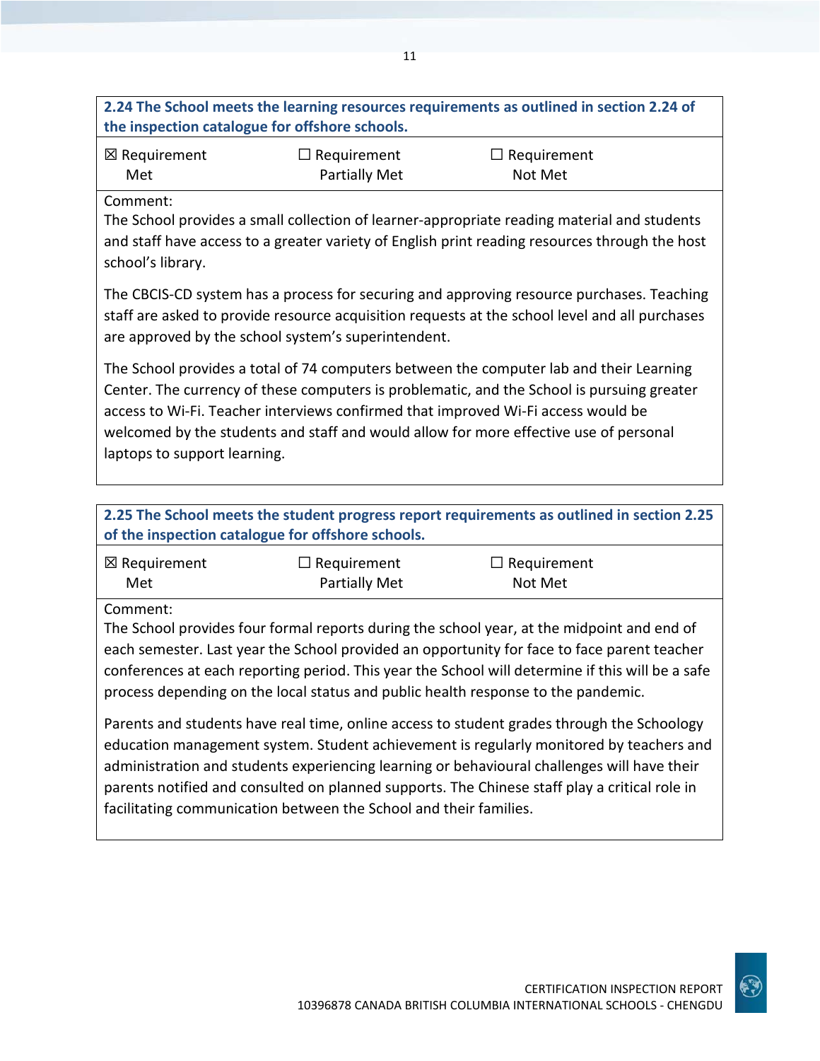**2.24 The School meets the learning resources requirements as outlined in section 2.24 of the inspection catalogue for offshore schools.**

| ☒ Requirement Met | ☐ Requirement Partially Met | ☐ Requirement Not Met |
|---|---|---|

Comment:
The School provides a small collection of learner-appropriate reading material and students and staff have access to a greater variety of English print reading resources through the host school's library.

The CBCIS-CD system has a process for securing and approving resource purchases. Teaching staff are asked to provide resource acquisition requests at the school level and all purchases are approved by the school system's superintendent.

The School provides a total of 74 computers between the computer lab and their Learning Center. The currency of these computers is problematic, and the School is pursuing greater access to Wi-Fi. Teacher interviews confirmed that improved Wi-Fi access would be welcomed by the students and staff and would allow for more effective use of personal laptops to support learning.

**2.25 The School meets the student progress report requirements as outlined in section 2.25 of the inspection catalogue for offshore schools.**

| ☒ Requirement Met | ☐ Requirement Partially Met | ☐ Requirement Not Met |
|---|---|---|

Comment:
The School provides four formal reports during the school year, at the midpoint and end of each semester. Last year the School provided an opportunity for face to face parent teacher conferences at each reporting period. This year the School will determine if this will be a safe process depending on the local status and public health response to the pandemic.

Parents and students have real time, online access to student grades through the Schoology education management system. Student achievement is regularly monitored by teachers and administration and students experiencing learning or behavioural challenges will have their parents notified and consulted on planned supports. The Chinese staff play a critical role in facilitating communication between the School and their families.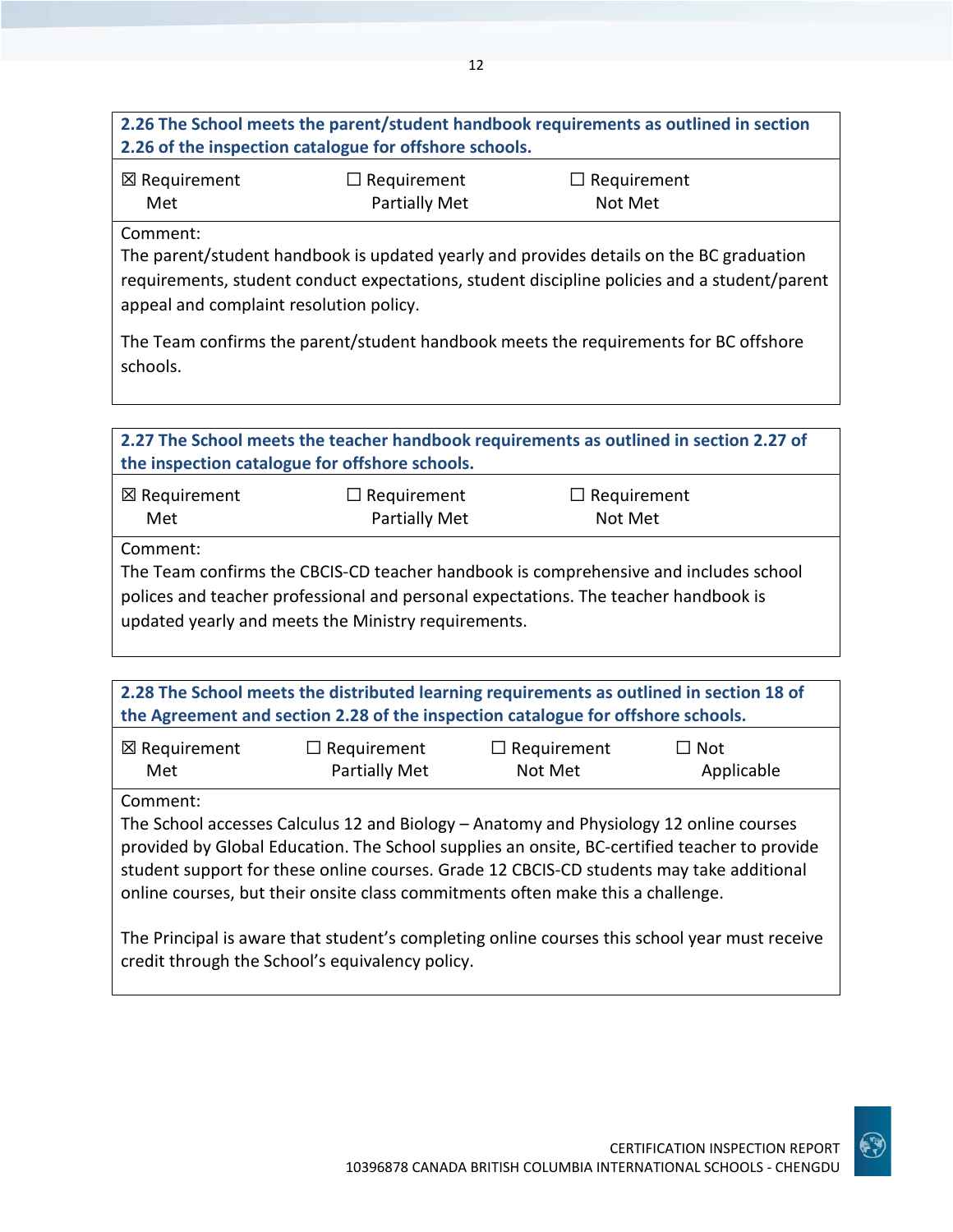**2.26 The School meets the parent/student handbook requirements as outlined in section 2.26 of the inspection catalogue for offshore schools.**

| ☒ Requirement Met | ☐ Requirement Partially Met | ☐ Requirement Not Met |
|---|---|---|

Comment:

The parent/student handbook is updated yearly and provides details on the BC graduation requirements, student conduct expectations, student discipline policies and a student/parent appeal and complaint resolution policy.

The Team confirms the parent/student handbook meets the requirements for BC offshore schools.

**2.27 The School meets the teacher handbook requirements as outlined in section 2.27 of the inspection catalogue for offshore schools.**

| ☒ Requirement Met | ☐ Requirement Partially Met | ☐ Requirement Not Met |
|---|---|---|

Comment:

The Team confirms the CBCIS-CD teacher handbook is comprehensive and includes school polices and teacher professional and personal expectations. The teacher handbook is updated yearly and meets the Ministry requirements.

**2.28 The School meets the distributed learning requirements as outlined in section 18 of the Agreement and section 2.28 of the inspection catalogue for offshore schools.**

| ☒ Requirement Met | ☐ Requirement Partially Met | ☐ Requirement Not Met | ☐ Not Applicable |
|---|---|---|---|

Comment:

The School accesses Calculus 12 and Biology – Anatomy and Physiology 12 online courses provided by Global Education. The School supplies an onsite, BC-certified teacher to provide student support for these online courses. Grade 12 CBCIS-CD students may take additional online courses, but their onsite class commitments often make this a challenge.

The Principal is aware that student's completing online courses this school year must receive credit through the School's equivalency policy.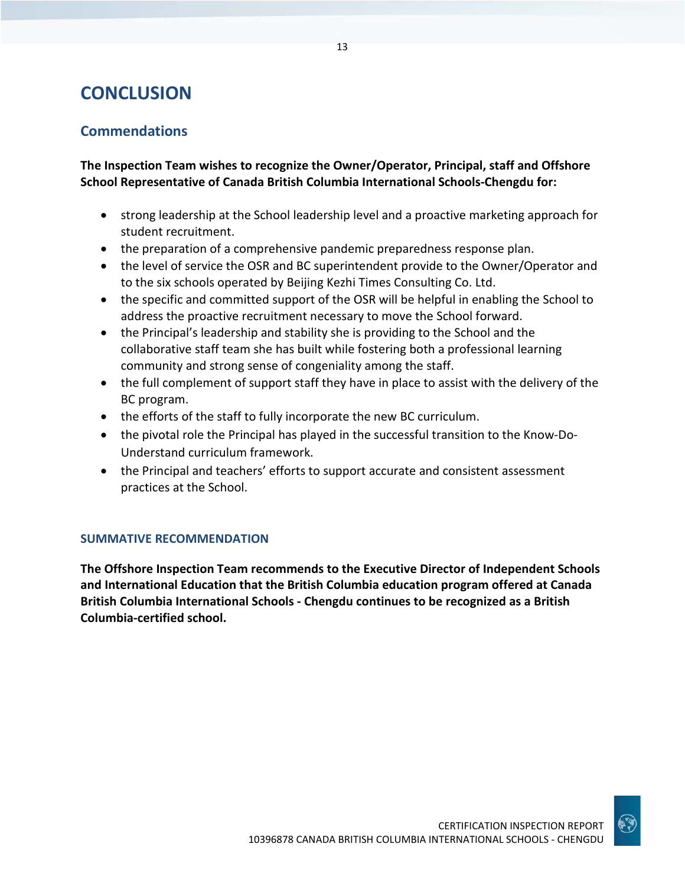# CONCLUSION

## Commendations

**The Inspection Team wishes to recognize the Owner/Operator, Principal, staff and Offshore School Representative of Canada British Columbia International Schools-Chengdu for:**

- strong leadership at the School leadership level and a proactive marketing approach for student recruitment.
- the preparation of a comprehensive pandemic preparedness response plan.
- the level of service the OSR and BC superintendent provide to the Owner/Operator and to the six schools operated by Beijing Kezhi Times Consulting Co. Ltd.
- the specific and committed support of the OSR will be helpful in enabling the School to address the proactive recruitment necessary to move the School forward.
- the Principal's leadership and stability she is providing to the School and the collaborative staff team she has built while fostering both a professional learning community and strong sense of congeniality among the staff.
- the full complement of support staff they have in place to assist with the delivery of the BC program.
- the efforts of the staff to fully incorporate the new BC curriculum.
- the pivotal role the Principal has played in the successful transition to the Know-Do-Understand curriculum framework.
- the Principal and teachers' efforts to support accurate and consistent assessment practices at the School.

### SUMMATIVE RECOMMENDATION

**The Offshore Inspection Team recommends to the Executive Director of Independent Schools and International Education that the British Columbia education program offered at Canada British Columbia International Schools - Chengdu continues to be recognized as a British Columbia-certified school.**